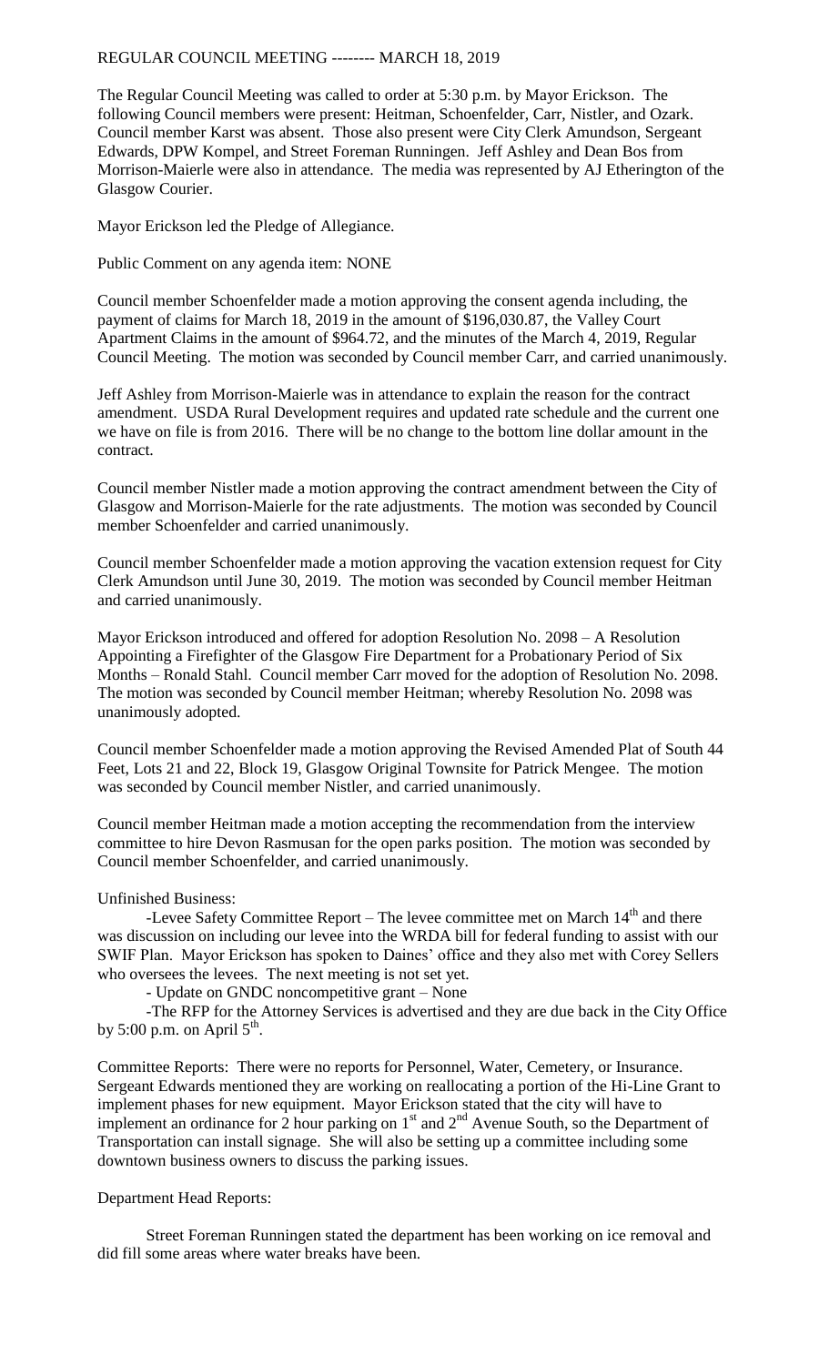REGULAR COUNCIL MEETING -------- MARCH 18, 2019

The Regular Council Meeting was called to order at 5:30 p.m. by Mayor Erickson. The following Council members were present: Heitman, Schoenfelder, Carr, Nistler, and Ozark. Council member Karst was absent. Those also present were City Clerk Amundson, Sergeant Edwards, DPW Kompel, and Street Foreman Runningen. Jeff Ashley and Dean Bos from Morrison-Maierle were also in attendance. The media was represented by AJ Etherington of the Glasgow Courier.

Mayor Erickson led the Pledge of Allegiance.

Public Comment on any agenda item: NONE

Council member Schoenfelder made a motion approving the consent agenda including, the payment of claims for March 18, 2019 in the amount of $196,030.87, the Valley Court Apartment Claims in the amount of $964.72, and the minutes of the March 4, 2019, Regular Council Meeting. The motion was seconded by Council member Carr, and carried unanimously.

Jeff Ashley from Morrison-Maierle was in attendance to explain the reason for the contract amendment. USDA Rural Development requires and updated rate schedule and the current one we have on file is from 2016. There will be no change to the bottom line dollar amount in the contract.

Council member Nistler made a motion approving the contract amendment between the City of Glasgow and Morrison-Maierle for the rate adjustments. The motion was seconded by Council member Schoenfelder and carried unanimously.

Council member Schoenfelder made a motion approving the vacation extension request for City Clerk Amundson until June 30, 2019. The motion was seconded by Council member Heitman and carried unanimously.

Mayor Erickson introduced and offered for adoption Resolution No. 2098 – A Resolution Appointing a Firefighter of the Glasgow Fire Department for a Probationary Period of Six Months – Ronald Stahl. Council member Carr moved for the adoption of Resolution No. 2098. The motion was seconded by Council member Heitman; whereby Resolution No. 2098 was unanimously adopted.

Council member Schoenfelder made a motion approving the Revised Amended Plat of South 44 Feet, Lots 21 and 22, Block 19, Glasgow Original Townsite for Patrick Mengee. The motion was seconded by Council member Nistler, and carried unanimously.

Council member Heitman made a motion accepting the recommendation from the interview committee to hire Devon Rasmusan for the open parks position. The motion was seconded by Council member Schoenfelder, and carried unanimously.

Unfinished Business:

-Levee Safety Committee Report – The levee committee met on March 14th and there was discussion on including our levee into the WRDA bill for federal funding to assist with our SWIF Plan. Mayor Erickson has spoken to Daines' office and they also met with Corey Sellers who oversees the levees. The next meeting is not set yet.

- Update on GNDC noncompetitive grant – None

-The RFP for the Attorney Services is advertised and they are due back in the City Office by 5:00 p.m. on April 5th.

Committee Reports: There were no reports for Personnel, Water, Cemetery, or Insurance. Sergeant Edwards mentioned they are working on reallocating a portion of the Hi-Line Grant to implement phases for new equipment. Mayor Erickson stated that the city will have to implement an ordinance for 2 hour parking on 1st and 2nd Avenue South, so the Department of Transportation can install signage. She will also be setting up a committee including some downtown business owners to discuss the parking issues.

Department Head Reports:

Street Foreman Runningen stated the department has been working on ice removal and did fill some areas where water breaks have been.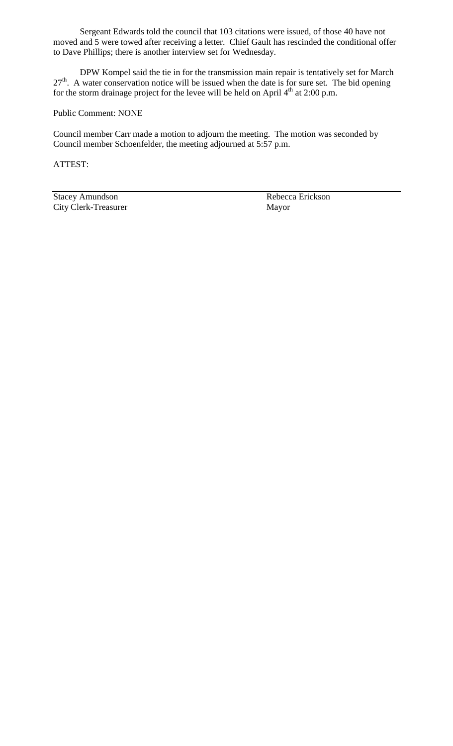Sergeant Edwards told the council that 103 citations were issued, of those 40 have not moved and 5 were towed after receiving a letter. Chief Gault has rescinded the conditional offer to Dave Phillips; there is another interview set for Wednesday.

DPW Kompel said the tie in for the transmission main repair is tentatively set for March 27th. A water conservation notice will be issued when the date is for sure set. The bid opening for the storm drainage project for the levee will be held on April 4th at 2:00 p.m.

Public Comment: NONE

Council member Carr made a motion to adjourn the meeting. The motion was seconded by Council member Schoenfelder, the meeting adjourned at 5:57 p.m.

ATTEST:

| | |
|---|---|
| Stacey Amundson | Rebecca Erickson |
| City Clerk-Treasurer | Mayor |